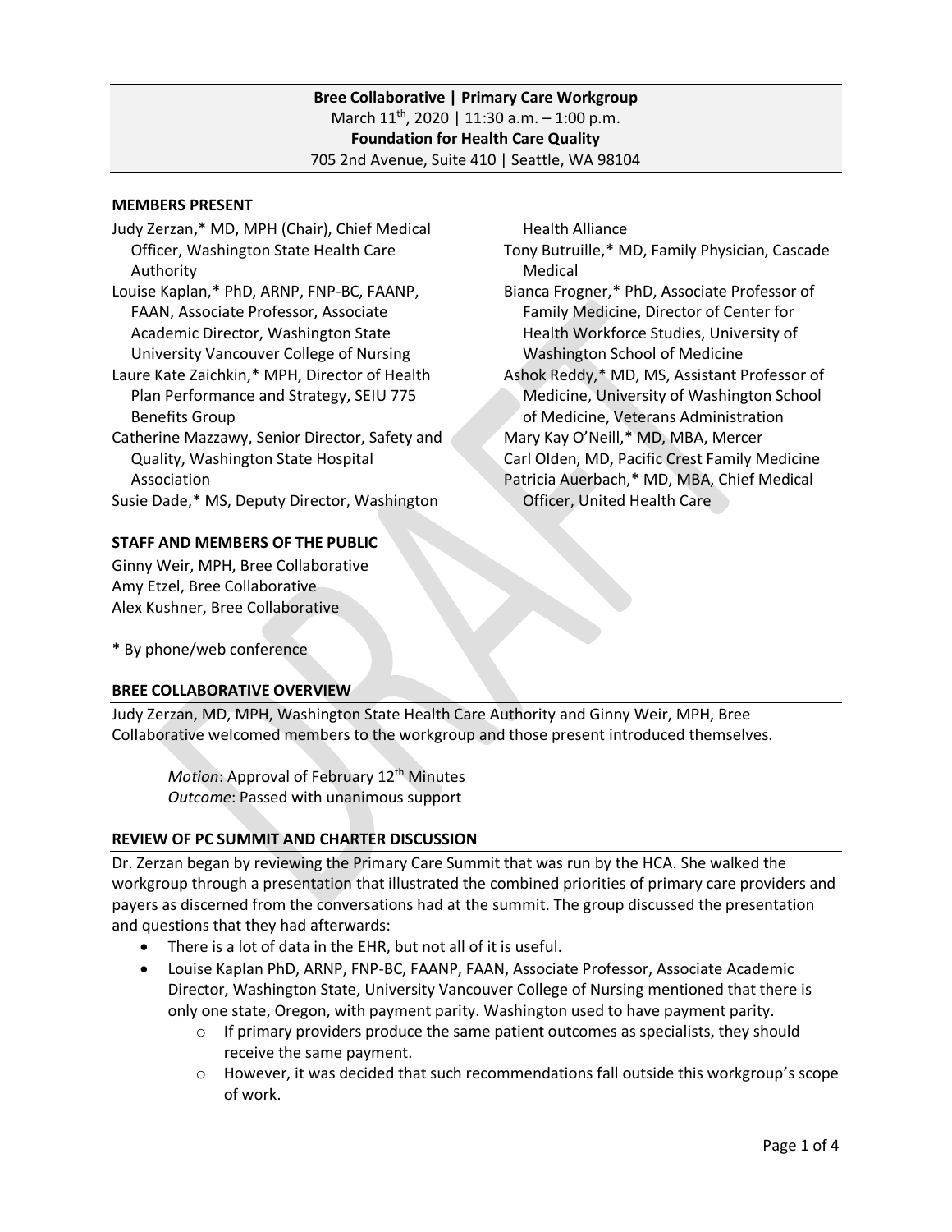**Bree Collaborative | Primary Care Workgroup**
March 11th, 2020 | 11:30 a.m. – 1:00 p.m.
**Foundation for Health Care Quality**
705 2nd Avenue, Suite 410 | Seattle, WA 98104

## MEMBERS PRESENT

Judy Zerzan,* MD, MPH (Chair), Chief Medical Officer, Washington State Health Care Authority
Louise Kaplan,* PhD, ARNP, FNP-BC, FAANP, FAAN, Associate Professor, Associate Academic Director, Washington State University Vancouver College of Nursing
Laure Kate Zaichkin,* MPH, Director of Health Plan Performance and Strategy, SEIU 775 Benefits Group
Catherine Mazzawy, Senior Director, Safety and Quality, Washington State Hospital Association
Susie Dade,* MS, Deputy Director, Washington Health Alliance
Tony Butruille,* MD, Family Physician, Cascade Medical
Bianca Frogner,* PhD, Associate Professor of Family Medicine, Director of Center for Health Workforce Studies, University of Washington School of Medicine
Ashok Reddy,* MD, MS, Assistant Professor of Medicine, University of Washington School of Medicine, Veterans Administration
Mary Kay O'Neill,* MD, MBA, Mercer
Carl Olden, MD, Pacific Crest Family Medicine
Patricia Auerbach,* MD, MBA, Chief Medical Officer, United Health Care

## STAFF AND MEMBERS OF THE PUBLIC

Ginny Weir, MPH, Bree Collaborative
Amy Etzel, Bree Collaborative
Alex Kushner, Bree Collaborative

\* By phone/web conference

## BREE COLLABORATIVE OVERVIEW

Judy Zerzan, MD, MPH, Washington State Health Care Authority and Ginny Weir, MPH, Bree Collaborative welcomed members to the workgroup and those present introduced themselves.

> *Motion*: Approval of February 12th Minutes
> *Outcome*: Passed with unanimous support

## REVIEW OF PC SUMMIT AND CHARTER DISCUSSION

Dr. Zerzan began by reviewing the Primary Care Summit that was run by the HCA. She walked the workgroup through a presentation that illustrated the combined priorities of primary care providers and payers as discerned from the conversations had at the summit. The group discussed the presentation and questions that they had afterwards:

- There is a lot of data in the EHR, but not all of it is useful.
- Louise Kaplan PhD, ARNP, FNP-BC, FAANP, FAAN, Associate Professor, Associate Academic Director, Washington State, University Vancouver College of Nursing mentioned that there is only one state, Oregon, with payment parity. Washington used to have payment parity.
  - If primary providers produce the same patient outcomes as specialists, they should receive the same payment.
  - However, it was decided that such recommendations fall outside this workgroup's scope of work.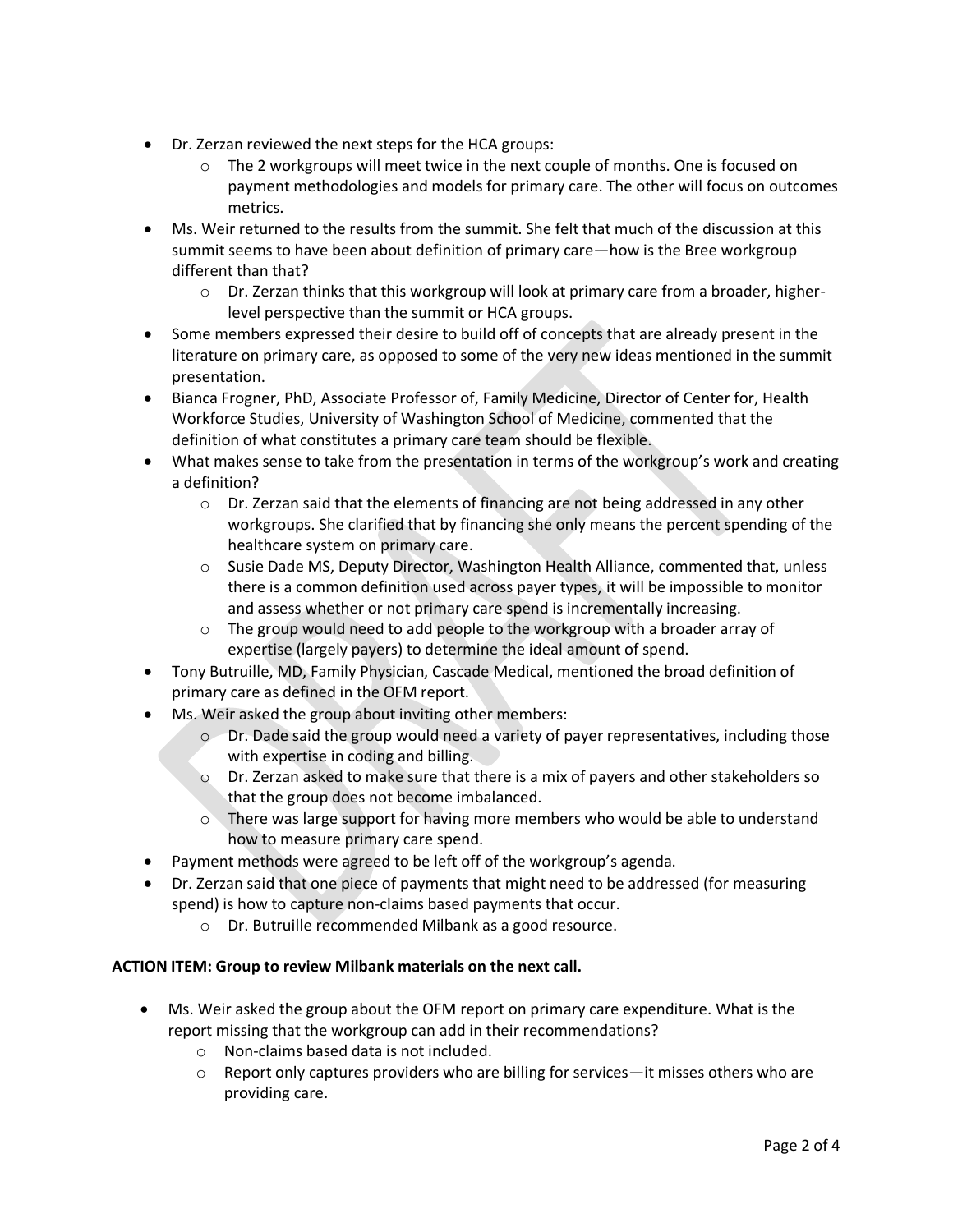- Dr. Zerzan reviewed the next steps for the HCA groups:
    - The 2 workgroups will meet twice in the next couple of months. One is focused on payment methodologies and models for primary care. The other will focus on outcomes metrics.
- Ms. Weir returned to the results from the summit. She felt that much of the discussion at this summit seems to have been about definition of primary care—how is the Bree workgroup different than that?
    - Dr. Zerzan thinks that this workgroup will look at primary care from a broader, higher-level perspective than the summit or HCA groups.
- Some members expressed their desire to build off of concepts that are already present in the literature on primary care, as opposed to some of the very new ideas mentioned in the summit presentation.
- Bianca Frogner, PhD, Associate Professor of, Family Medicine, Director of Center for, Health Workforce Studies, University of Washington School of Medicine, commented that the definition of what constitutes a primary care team should be flexible.
- What makes sense to take from the presentation in terms of the workgroup's work and creating a definition?
    - Dr. Zerzan said that the elements of financing are not being addressed in any other workgroups. She clarified that by financing she only means the percent spending of the healthcare system on primary care.
    - Susie Dade MS, Deputy Director, Washington Health Alliance, commented that, unless there is a common definition used across payer types, it will be impossible to monitor and assess whether or not primary care spend is incrementally increasing.
    - The group would need to add people to the workgroup with a broader array of expertise (largely payers) to determine the ideal amount of spend.
- Tony Butruille, MD, Family Physician, Cascade Medical, mentioned the broad definition of primary care as defined in the OFM report.
- Ms. Weir asked the group about inviting other members:
    - Dr. Dade said the group would need a variety of payer representatives, including those with expertise in coding and billing.
    - Dr. Zerzan asked to make sure that there is a mix of payers and other stakeholders so that the group does not become imbalanced.
    - There was large support for having more members who would be able to understand how to measure primary care spend.
- Payment methods were agreed to be left off of the workgroup's agenda.
- Dr. Zerzan said that one piece of payments that might need to be addressed (for measuring spend) is how to capture non-claims based payments that occur.
    - Dr. Butruille recommended Milbank as a good resource.

**ACTION ITEM: Group to review Milbank materials on the next call.**

- Ms. Weir asked the group about the OFM report on primary care expenditure. What is the report missing that the workgroup can add in their recommendations?
    - Non-claims based data is not included.
    - Report only captures providers who are billing for services—it misses others who are providing care.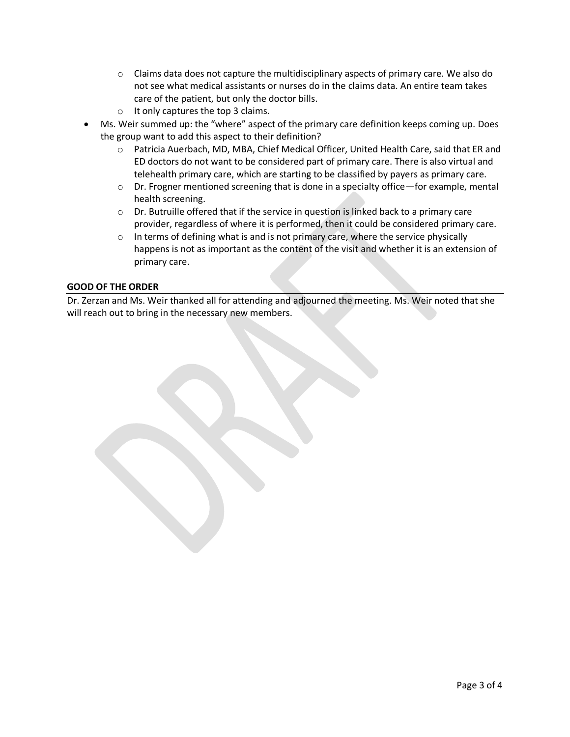- Claims data does not capture the multidisciplinary aspects of primary care. We also do not see what medical assistants or nurses do in the claims data. An entire team takes care of the patient, but only the doctor bills.
  - It only captures the top 3 claims.
- Ms. Weir summed up: the "where" aspect of the primary care definition keeps coming up. Does the group want to add this aspect to their definition?
  - Patricia Auerbach, MD, MBA, Chief Medical Officer, United Health Care, said that ER and ED doctors do not want to be considered part of primary care. There is also virtual and telehealth primary care, which are starting to be classified by payers as primary care.
  - Dr. Frogner mentioned screening that is done in a specialty office—for example, mental health screening.
  - Dr. Butruille offered that if the service in question is linked back to a primary care provider, regardless of where it is performed, then it could be considered primary care.
  - In terms of defining what is and is not primary care, where the service physically happens is not as important as the content of the visit and whether it is an extension of primary care.

**GOOD OF THE ORDER**

Dr. Zerzan and Ms. Weir thanked all for attending and adjourned the meeting. Ms. Weir noted that she will reach out to bring in the necessary new members.